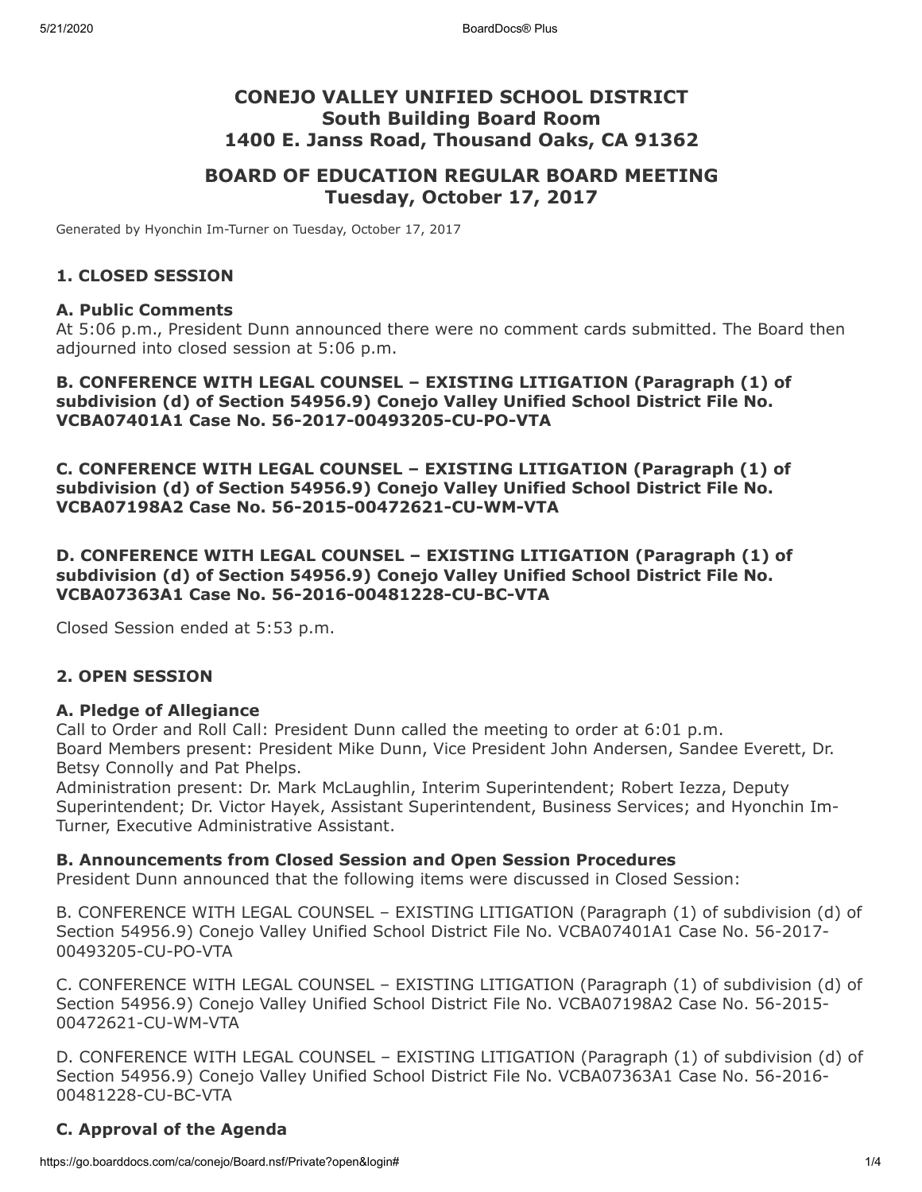# CONEJO VALLEY UNIFIED SCHOOL DISTRICT
## South Building Board Room
## 1400 E. Janss Road, Thousand Oaks, CA 91362

## BOARD OF EDUCATION REGULAR BOARD MEETING
## Tuesday, October 17, 2017

Generated by Hyonchin Im-Turner on Tuesday, October 17, 2017

### 1. CLOSED SESSION

#### A. Public Comments

At 5:06 p.m., President Dunn announced there were no comment cards submitted. The Board then adjourned into closed session at 5:06 p.m.

#### B. CONFERENCE WITH LEGAL COUNSEL – EXISTING LITIGATION (Paragraph (1) of subdivision (d) of Section 54956.9) Conejo Valley Unified School District File No. VCBA07401A1 Case No. 56-2017-00493205-CU-PO-VTA

#### C. CONFERENCE WITH LEGAL COUNSEL – EXISTING LITIGATION (Paragraph (1) of subdivision (d) of Section 54956.9) Conejo Valley Unified School District File No. VCBA07198A2 Case No. 56-2015-00472621-CU-WM-VTA

#### D. CONFERENCE WITH LEGAL COUNSEL – EXISTING LITIGATION (Paragraph (1) of subdivision (d) of Section 54956.9) Conejo Valley Unified School District File No. VCBA07363A1 Case No. 56-2016-00481228-CU-BC-VTA

Closed Session ended at 5:53 p.m.

### 2. OPEN SESSION

#### A. Pledge of Allegiance

Call to Order and Roll Call: President Dunn called the meeting to order at 6:01 p.m.
Board Members present: President Mike Dunn, Vice President John Andersen, Sandee Everett, Dr. Betsy Connolly and Pat Phelps.
Administration present: Dr. Mark McLaughlin, Interim Superintendent; Robert Iezza, Deputy Superintendent; Dr. Victor Hayek, Assistant Superintendent, Business Services; and Hyonchin Im-Turner, Executive Administrative Assistant.

#### B. Announcements from Closed Session and Open Session Procedures

President Dunn announced that the following items were discussed in Closed Session:

B. CONFERENCE WITH LEGAL COUNSEL – EXISTING LITIGATION (Paragraph (1) of subdivision (d) of Section 54956.9) Conejo Valley Unified School District File No. VCBA07401A1 Case No. 56-2017-00493205-CU-PO-VTA

C. CONFERENCE WITH LEGAL COUNSEL – EXISTING LITIGATION (Paragraph (1) of subdivision (d) of Section 54956.9) Conejo Valley Unified School District File No. VCBA07198A2 Case No. 56-2015-00472621-CU-WM-VTA

D. CONFERENCE WITH LEGAL COUNSEL – EXISTING LITIGATION (Paragraph (1) of subdivision (d) of Section 54956.9) Conejo Valley Unified School District File No. VCBA07363A1 Case No. 56-2016-00481228-CU-BC-VTA

#### C. Approval of the Agenda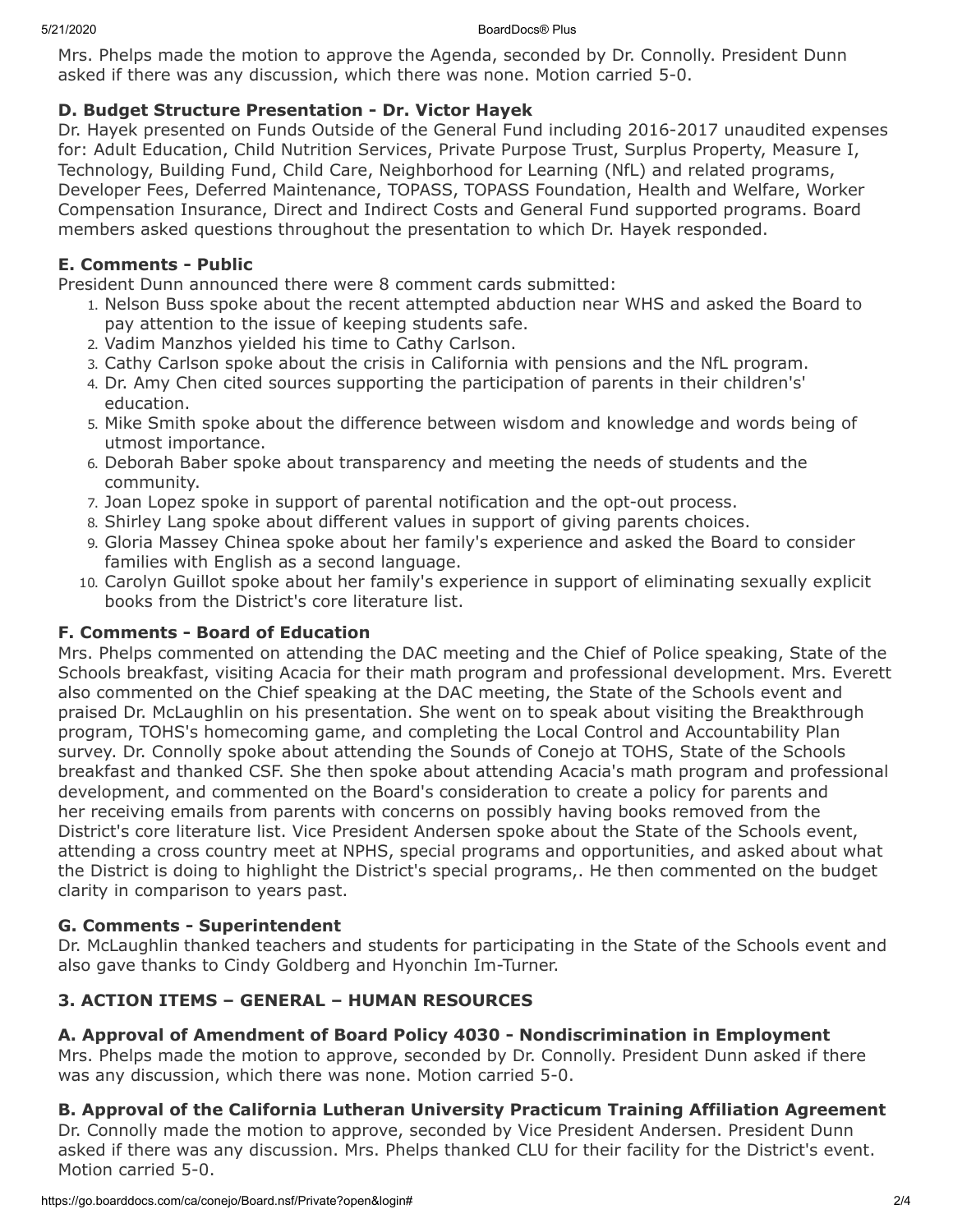Mrs. Phelps made the motion to approve the Agenda, seconded by Dr. Connolly. President Dunn asked if there was any discussion, which there was none. Motion carried 5-0.

### D. Budget Structure Presentation - Dr. Victor Hayek

Dr. Hayek presented on Funds Outside of the General Fund including 2016-2017 unaudited expenses for: Adult Education, Child Nutrition Services, Private Purpose Trust, Surplus Property, Measure I, Technology, Building Fund, Child Care, Neighborhood for Learning (NfL) and related programs, Developer Fees, Deferred Maintenance, TOPASS, TOPASS Foundation, Health and Welfare, Worker Compensation Insurance, Direct and Indirect Costs and General Fund supported programs. Board members asked questions throughout the presentation to which Dr. Hayek responded.

### E. Comments - Public

President Dunn announced there were 8 comment cards submitted:

1. Nelson Buss spoke about the recent attempted abduction near WHS and asked the Board to pay attention to the issue of keeping students safe.
2. Vadim Manzhos yielded his time to Cathy Carlson.
3. Cathy Carlson spoke about the crisis in California with pensions and the NfL program.
4. Dr. Amy Chen cited sources supporting the participation of parents in their children's' education.
5. Mike Smith spoke about the difference between wisdom and knowledge and words being of utmost importance.
6. Deborah Baber spoke about transparency and meeting the needs of students and the community.
7. Joan Lopez spoke in support of parental notification and the opt-out process.
8. Shirley Lang spoke about different values in support of giving parents choices.
9. Gloria Massey Chinea spoke about her family's experience and asked the Board to consider families with English as a second language.
10. Carolyn Guillot spoke about her family's experience in support of eliminating sexually explicit books from the District's core literature list.

### F. Comments - Board of Education

Mrs. Phelps commented on attending the DAC meeting and the Chief of Police speaking, State of the Schools breakfast, visiting Acacia for their math program and professional development. Mrs. Everett also commented on the Chief speaking at the DAC meeting, the State of the Schools event and praised Dr. McLaughlin on his presentation. She went on to speak about visiting the Breakthrough program, TOHS's homecoming game, and completing the Local Control and Accountability Plan survey. Dr. Connolly spoke about attending the Sounds of Conejo at TOHS, State of the Schools breakfast and thanked CSF. She then spoke about attending Acacia's math program and professional development, and commented on the Board's consideration to create a policy for parents and her receiving emails from parents with concerns on possibly having books removed from the District's core literature list. Vice President Andersen spoke about the State of the Schools event, attending a cross country meet at NPHS, special programs and opportunities, and asked about what the District is doing to highlight the District's special programs,. He then commented on the budget clarity in comparison to years past.

### G. Comments - Superintendent

Dr. McLaughlin thanked teachers and students for participating in the State of the Schools event and also gave thanks to Cindy Goldberg and Hyonchin Im-Turner.

## 3. ACTION ITEMS – GENERAL – HUMAN RESOURCES

### A. Approval of Amendment of Board Policy 4030 - Nondiscrimination in Employment

Mrs. Phelps made the motion to approve, seconded by Dr. Connolly. President Dunn asked if there was any discussion, which there was none. Motion carried 5-0.

### B. Approval of the California Lutheran University Practicum Training Affiliation Agreement

Dr. Connolly made the motion to approve, seconded by Vice President Andersen. President Dunn asked if there was any discussion. Mrs. Phelps thanked CLU for their facility for the District's event. Motion carried 5-0.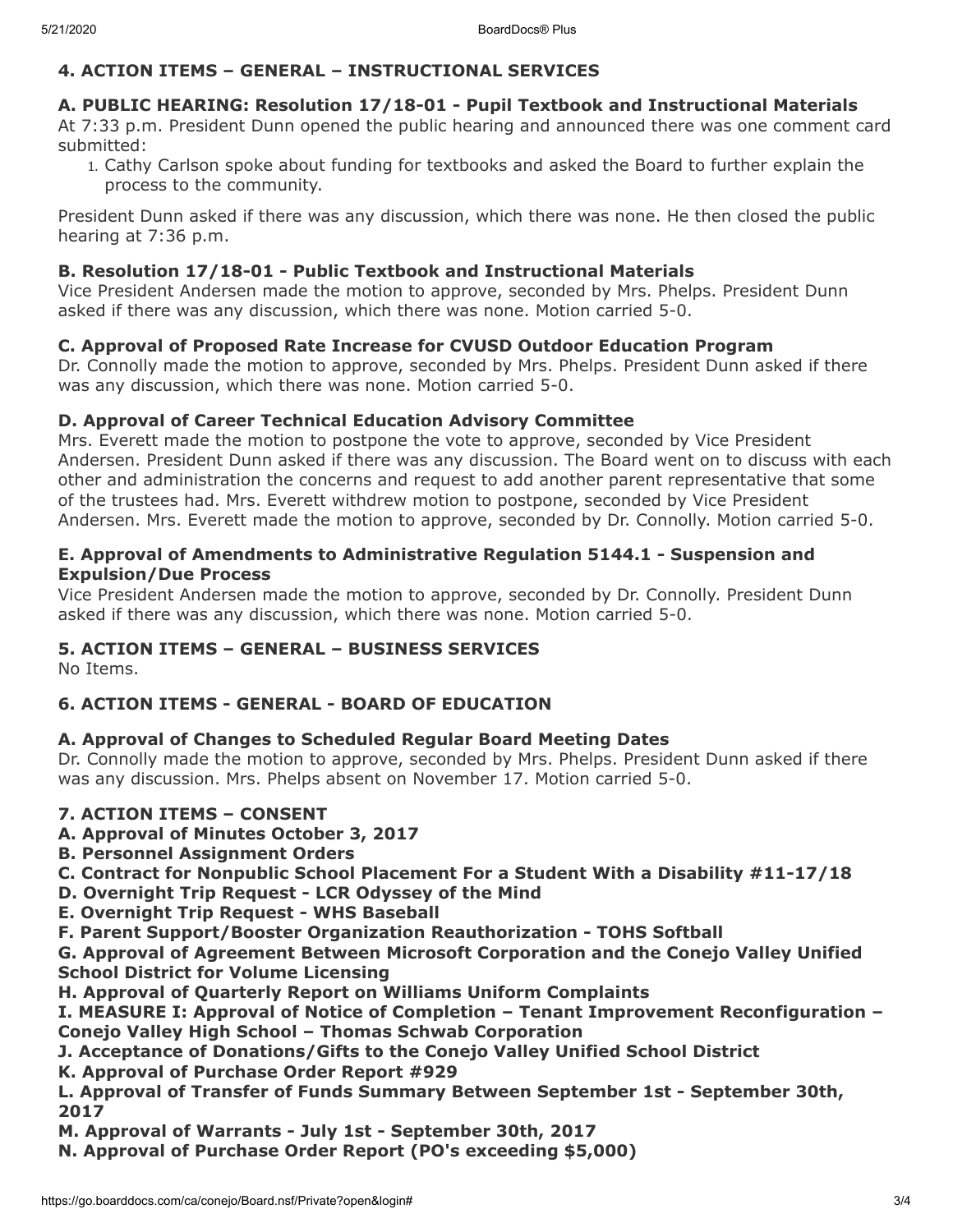### 4. ACTION ITEMS – GENERAL – INSTRUCTIONAL SERVICES

**A. PUBLIC HEARING: Resolution 17/18-01 - Pupil Textbook and Instructional Materials**
At 7:33 p.m. President Dunn opened the public hearing and announced there was one comment card submitted:

1. Cathy Carlson spoke about funding for textbooks and asked the Board to further explain the process to the community.

President Dunn asked if there was any discussion, which there was none. He then closed the public hearing at 7:36 p.m.

**B. Resolution 17/18-01 - Public Textbook and Instructional Materials**
Vice President Andersen made the motion to approve, seconded by Mrs. Phelps. President Dunn asked if there was any discussion, which there was none. Motion carried 5-0.

**C. Approval of Proposed Rate Increase for CVUSD Outdoor Education Program**
Dr. Connolly made the motion to approve, seconded by Mrs. Phelps. President Dunn asked if there was any discussion, which there was none. Motion carried 5-0.

**D. Approval of Career Technical Education Advisory Committee**
Mrs. Everett made the motion to postpone the vote to approve, seconded by Vice President Andersen. President Dunn asked if there was any discussion. The Board went on to discuss with each other and administration the concerns and request to add another parent representative that some of the trustees had. Mrs. Everett withdrew motion to postpone, seconded by Vice President Andersen. Mrs. Everett made the motion to approve, seconded by Dr. Connolly. Motion carried 5-0.

**E. Approval of Amendments to Administrative Regulation 5144.1 - Suspension and Expulsion/Due Process**
Vice President Andersen made the motion to approve, seconded by Dr. Connolly. President Dunn asked if there was any discussion, which there was none. Motion carried 5-0.

### 5. ACTION ITEMS – GENERAL – BUSINESS SERVICES

No Items.

### 6. ACTION ITEMS - GENERAL - BOARD OF EDUCATION

**A. Approval of Changes to Scheduled Regular Board Meeting Dates**
Dr. Connolly made the motion to approve, seconded by Mrs. Phelps. President Dunn asked if there was any discussion. Mrs. Phelps absent on November 17. Motion carried 5-0.

### 7. ACTION ITEMS – CONSENT

**A. Approval of Minutes October 3, 2017**
**B. Personnel Assignment Orders**
**C. Contract for Nonpublic School Placement For a Student With a Disability #11-17/18**
**D. Overnight Trip Request - LCR Odyssey of the Mind**
**E. Overnight Trip Request - WHS Baseball**
**F. Parent Support/Booster Organization Reauthorization - TOHS Softball**
**G. Approval of Agreement Between Microsoft Corporation and the Conejo Valley Unified School District for Volume Licensing**
**H. Approval of Quarterly Report on Williams Uniform Complaints**
**I. MEASURE I: Approval of Notice of Completion – Tenant Improvement Reconfiguration – Conejo Valley High School – Thomas Schwab Corporation**
**J. Acceptance of Donations/Gifts to the Conejo Valley Unified School District**
**K. Approval of Purchase Order Report #929**
**L. Approval of Transfer of Funds Summary Between September 1st - September 30th, 2017**
**M. Approval of Warrants - July 1st - September 30th, 2017**
**N. Approval of Purchase Order Report (PO's exceeding $5,000)**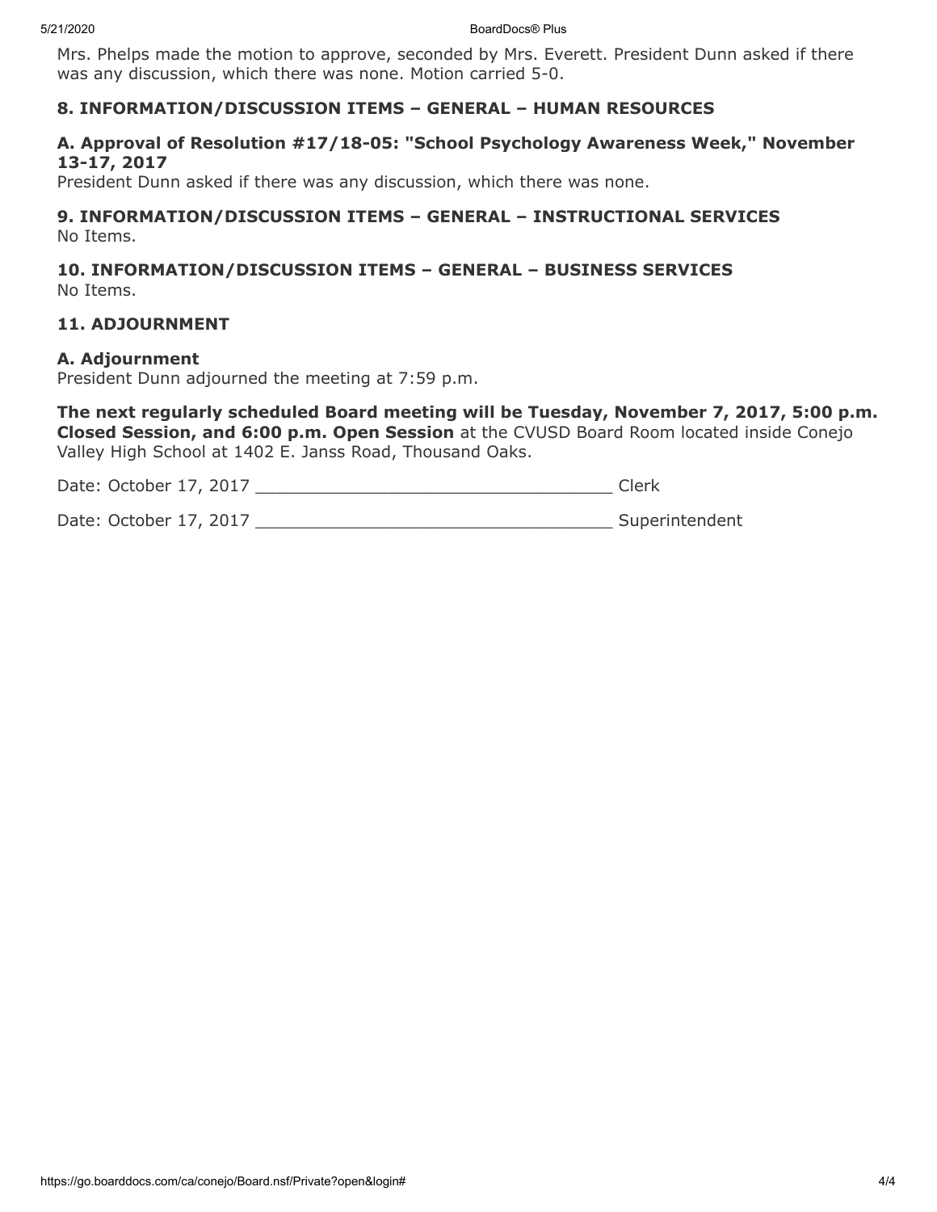Mrs. Phelps made the motion to approve, seconded by Mrs. Everett. President Dunn asked if there was any discussion, which there was none. Motion carried 5-0.

### 8. INFORMATION/DISCUSSION ITEMS – GENERAL – HUMAN RESOURCES

#### A. Approval of Resolution #17/18-05: "School Psychology Awareness Week," November 13-17, 2017

President Dunn asked if there was any discussion, which there was none.

### 9. INFORMATION/DISCUSSION ITEMS – GENERAL – INSTRUCTIONAL SERVICES

No Items.

### 10. INFORMATION/DISCUSSION ITEMS – GENERAL – BUSINESS SERVICES

No Items.

### 11. ADJOURNMENT

#### A. Adjournment

President Dunn adjourned the meeting at 7:59 p.m.

**The next regularly scheduled Board meeting will be Tuesday, November 7, 2017, 5:00 p.m. Closed Session, and 6:00 p.m. Open Session** at the CVUSD Board Room located inside Conejo Valley High School at 1402 E. Janss Road, Thousand Oaks.

Date: October 17, 2017 ___________________________________ Clerk

Date: October 17, 2017 ___________________________________ Superintendent